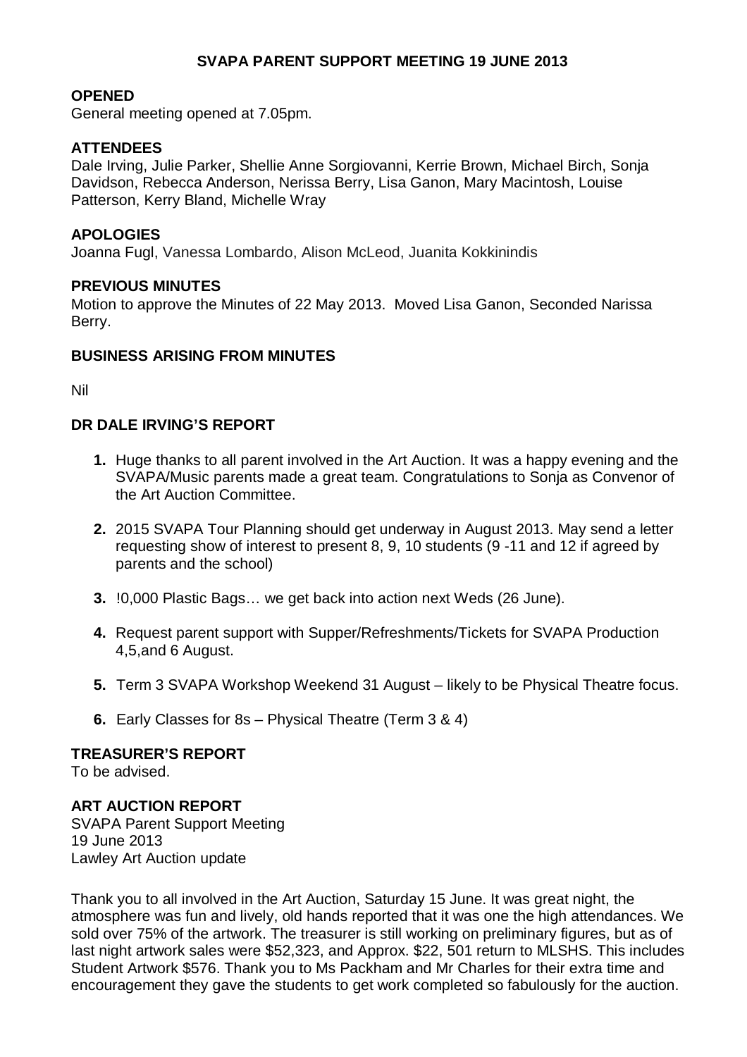# SVAPA PARENT SUPPORT MEETING 19 JUNE 2013

## OPENED

General meeting opened at 7.05pm.

## ATTENDEES

Dale Irving, Julie Parker, Shellie Anne Sorgiovanni, Kerrie Brown, Michael Birch, Sonja Davidson, Rebecca Anderson, Nerissa Berry, Lisa Ganon, Mary Macintosh, Louise Patterson, Kerry Bland, Michelle Wray

## APOLOGIES

Joanna Fugl, Vanessa Lombardo, Alison McLeod, Juanita Kokkinindis

## PREVIOUS MINUTES

Motion to approve the Minutes of 22 May 2013. Moved Lisa Ganon, Seconded Narissa Berry.

## BUSINESS ARISING FROM MINUTES

Nil

## DR DALE IRVING'S REPORT

1. Huge thanks to all parent involved in the Art Auction. It was a happy evening and the SVAPA/Music parents made a great team. Congratulations to Sonja as Convenor of the Art Auction Committee.
2. 2015 SVAPA Tour Planning should get underway in August 2013. May send a letter requesting show of interest to present 8, 9, 10 students (9 -11 and 12 if agreed by parents and the school)
3. !0,000 Plastic Bags… we get back into action next Weds (26 June).
4. Request parent support with Supper/Refreshments/Tickets for SVAPA Production 4,5,and 6 August.
5. Term 3 SVAPA Workshop Weekend 31 August – likely to be Physical Theatre focus.
6. Early Classes for 8s – Physical Theatre (Term 3 & 4)

## TREASURER'S REPORT

To be advised.

## ART AUCTION REPORT

SVAPA Parent Support Meeting
19 June 2013
Lawley Art Auction update

Thank you to all involved in the Art Auction, Saturday 15 June. It was great night, the atmosphere was fun and lively, old hands reported that it was one the high attendances. We sold over 75% of the artwork. The treasurer is still working on preliminary figures, but as of last night artwork sales were $52,323, and Approx. $22, 501 return to MLSHS. This includes Student Artwork $576. Thank you to Ms Packham and Mr Charles for their extra time and encouragement they gave the students to get work completed so fabulously for the auction.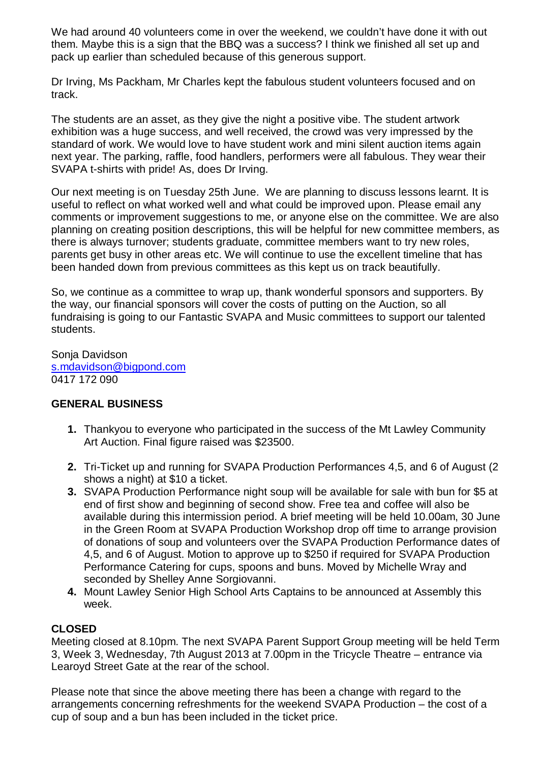We had around 40 volunteers come in over the weekend, we couldn't have done it with out them. Maybe this is a sign that the BBQ was a success? I think we finished all set up and pack up earlier than scheduled because of this generous support.

Dr Irving, Ms Packham, Mr Charles kept the fabulous student volunteers focused and on track.

The students are an asset, as they give the night a positive vibe. The student artwork exhibition was a huge success, and well received, the crowd was very impressed by the standard of work. We would love to have student work and mini silent auction items again next year. The parking, raffle, food handlers, performers were all fabulous. They wear their SVAPA t-shirts with pride! As, does Dr Irving.

Our next meeting is on Tuesday 25th June. We are planning to discuss lessons learnt. It is useful to reflect on what worked well and what could be improved upon. Please email any comments or improvement suggestions to me, or anyone else on the committee. We are also planning on creating position descriptions, this will be helpful for new committee members, as there is always turnover; students graduate, committee members want to try new roles, parents get busy in other areas etc. We will continue to use the excellent timeline that has been handed down from previous committees as this kept us on track beautifully.

So, we continue as a committee to wrap up, thank wonderful sponsors and supporters. By the way, our financial sponsors will cover the costs of putting on the Auction, so all fundraising is going to our Fantastic SVAPA and Music committees to support our talented students.

Sonja Davidson
s.mdavidson@bigpond.com
0417 172 090

## GENERAL BUSINESS

1. Thankyou to everyone who participated in the success of the Mt Lawley Community Art Auction. Final figure raised was $23500.
2. Tri-Ticket up and running for SVAPA Production Performances 4,5, and 6 of August (2 shows a night) at $10 a ticket.
3. SVAPA Production Performance night soup will be available for sale with bun for $5 at end of first show and beginning of second show. Free tea and coffee will also be available during this intermission period. A brief meeting will be held 10.00am, 30 June in the Green Room at SVAPA Production Workshop drop off time to arrange provision of donations of soup and volunteers over the SVAPA Production Performance dates of 4,5, and 6 of August. Motion to approve up to $250 if required for SVAPA Production Performance Catering for cups, spoons and buns. Moved by Michelle Wray and seconded by Shelley Anne Sorgiovanni.
4. Mount Lawley Senior High School Arts Captains to be announced at Assembly this week.

## CLOSED

Meeting closed at 8.10pm. The next SVAPA Parent Support Group meeting will be held Term 3, Week 3, Wednesday, 7th August 2013 at 7.00pm in the Tricycle Theatre – entrance via Learoyd Street Gate at the rear of the school.

Please note that since the above meeting there has been a change with regard to the arrangements concerning refreshments for the weekend SVAPA Production – the cost of a cup of soup and a bun has been included in the ticket price.